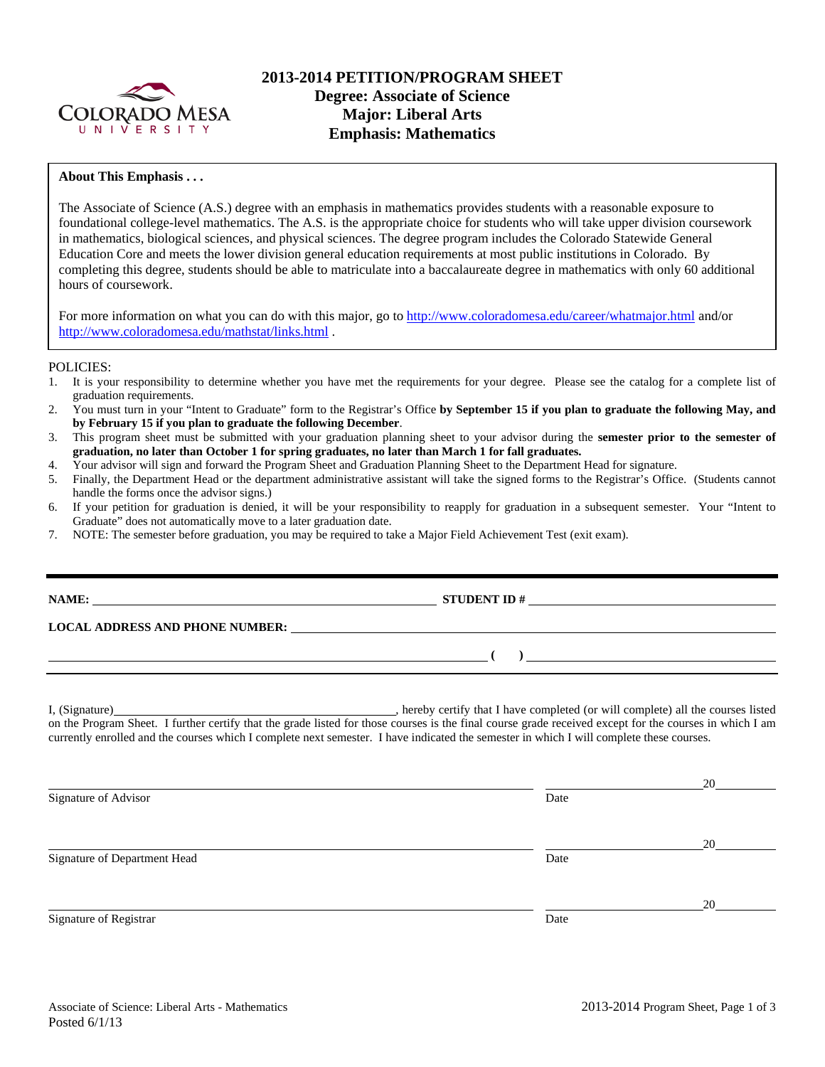# 2013-2014 PETITION/PROGRAM SHEET
## Degree: Associate of Science
## Major: Liberal Arts
## Emphasis: Mathematics

**About This Emphasis . . .**

The Associate of Science (A.S.) degree with an emphasis in mathematics provides students with a reasonable exposure to foundational college-level mathematics. The A.S. is the appropriate choice for students who will take upper division coursework in mathematics, biological sciences, and physical sciences. The degree program includes the Colorado Statewide General Education Core and meets the lower division general education requirements at most public institutions in Colorado. By completing this degree, students should be able to matriculate into a baccalaureate degree in mathematics with only 60 additional hours of coursework.

For more information on what you can do with this major, go to http://www.coloradomesa.edu/career/whatmajor.html and/or http://www.coloradomesa.edu/mathstat/links.html .

POLICIES:

1. It is your responsibility to determine whether you have met the requirements for your degree. Please see the catalog for a complete list of graduation requirements.
2. You must turn in your "Intent to Graduate" form to the Registrar's Office **by September 15 if you plan to graduate the following May, and by February 15 if you plan to graduate the following December**.
3. This program sheet must be submitted with your graduation planning sheet to your advisor during the **semester prior to the semester of graduation, no later than October 1 for spring graduates, no later than March 1 for fall graduates.**
4. Your advisor will sign and forward the Program Sheet and Graduation Planning Sheet to the Department Head for signature.
5. Finally, the Department Head or the department administrative assistant will take the signed forms to the Registrar's Office. (Students cannot handle the forms once the advisor signs.)
6. If your petition for graduation is denied, it will be your responsibility to reapply for graduation in a subsequent semester. Your "Intent to Graduate" does not automatically move to a later graduation date.
7. NOTE: The semester before graduation, you may be required to take a Major Field Achievement Test (exit exam).

---

**NAME:** ______________________________ **STUDENT ID #** ______________________________

**LOCAL ADDRESS AND PHONE NUMBER:** ______________________________

______________________________ **( )** ______________________________

I, (Signature)______________________________, hereby certify that I have completed (or will complete) all the courses listed on the Program Sheet. I further certify that the grade listed for those courses is the final course grade received except for the courses in which I am currently enrolled and the courses which I complete next semester. I have indicated the semester in which I will complete these courses.

______________________________ ______________ 20______
Signature of Advisor Date

______________________________ ______________ 20______
Signature of Department Head Date

______________________________ ______________ 20______
Signature of Registrar Date

Associate of Science: Liberal Arts - Mathematics
Posted 6/1/13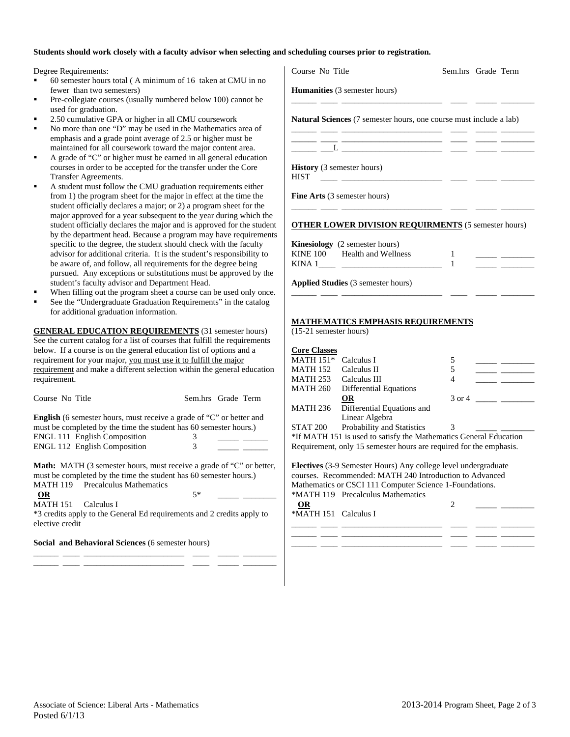**Students should work closely with a faculty advisor when selecting and scheduling courses prior to registration.**

Degree Requirements:

- 60 semester hours total ( A minimum of 16 taken at CMU in no fewer than two semesters)
- Pre-collegiate courses (usually numbered below 100) cannot be used for graduation.
- 2.50 cumulative GPA or higher in all CMU coursework
- No more than one "D" may be used in the Mathematics area of emphasis and a grade point average of 2.5 or higher must be maintained for all coursework toward the major content area.
- A grade of "C" or higher must be earned in all general education courses in order to be accepted for the transfer under the Core Transfer Agreements.
- A student must follow the CMU graduation requirements either from 1) the program sheet for the major in effect at the time the student officially declares a major; or 2) a program sheet for the major approved for a year subsequent to the year during which the student officially declares the major and is approved for the student by the department head. Because a program may have requirements specific to the degree, the student should check with the faculty advisor for additional criteria. It is the student's responsibility to be aware of, and follow, all requirements for the degree being pursued. Any exceptions or substitutions must be approved by the student's faculty advisor and Department Head.
- When filling out the program sheet a course can be used only once.
- See the "Undergraduate Graduation Requirements" in the catalog for additional graduation information.

**GENERAL EDUCATION REQUIREMENTS** (31 semester hours) See the current catalog for a list of courses that fulfill the requirements below. If a course is on the general education list of options and a requirement for your major, you must use it to fulfill the major requirement and make a different selection within the general education requirement.

| Course No | Title | Sem.hrs | Grade | Term |
|---|---|---|---|---|

**English** (6 semester hours, must receive a grade of "C" or better and must be completed by the time the student has 60 semester hours.)

| Course No | Title | Sem.hrs | Grade | Term |
|---|---|---|---|---|
| ENGL 111 | English Composition | 3 | ____ | ____ |
| ENGL 112 | English Composition | 3 | ____ | ____ |

**Math:** MATH (3 semester hours, must receive a grade of "C" or better, must be completed by the time the student has 60 semester hours.)

| Course No | Title | Sem.hrs | Grade | Term |
|---|---|---|---|---|
| MATH 119 | Precalculus Mathematics | | | |
| **OR** | | 5* | ____ | ____ |
| MATH 151 | Calculus I | | | |

*3 credits apply to the General Ed requirements and 2 credits apply to elective credit

**Social and Behavioral Sciences** (6 semester hours)

| Course No | Title | Sem.hrs | Grade | Term |
|---|---|---|---|---|
| ____ ____ | ____________ | ____ | ____ | ____ |
| ____ ____ | ____________ | ____ | ____ | ____ |

**Humanities** (3 semester hours)

| Course No | Title | Sem.hrs | Grade | Term |
|---|---|---|---|---|
| ____ ____ | ____________ | ____ | ____ | ____ |

**Natural Sciences** (7 semester hours, one course must include a lab)

| Course No | Title | Sem.hrs | Grade | Term |
|---|---|---|---|---|
| ____ ____ | ____________ | ____ | ____ | ____ |
| ____ ____ | ____________ | ____ | ____ | ____ |
| ____ ___L | ____________ | ____ | ____ | ____ |

**History** (3 semester hours)

| Course No | Title | Sem.hrs | Grade | Term |
|---|---|---|---|---|
| HIST ____ | ____________ | ____ | ____ | ____ |

**Fine Arts** (3 semester hours)

| Course No | Title | Sem.hrs | Grade | Term |
|---|---|---|---|---|
| ____ ____ | ____________ | ____ | ____ | ____ |

**OTHER LOWER DIVISION REQUIRMENTS** (5 semester hours)

**Kinesiology** (2 semester hours)

| Course No | Title | Sem.hrs | Grade | Term |
|---|---|---|---|---|
| KINE 100 | Health and Wellness | 1 | ____ | ____ |
| KINA 1____ | ____________ | 1 | ____ | ____ |

**Applied Studies** (3 semester hours)

| Course No | Title | Sem.hrs | Grade | Term |
|---|---|---|---|---|
| ____ ____ | ____________ | ____ | ____ | ____ |

**MATHEMATICS EMPHASIS REQUIREMENTS**
(15-21 semester hours)

**Core Classes**

| Course No | Title | Sem.hrs | Grade | Term |
|---|---|---|---|---|
| MATH 151* | Calculus I | 5 | ____ | ____ |
| MATH 152 | Calculus II | 5 | ____ | ____ |
| MATH 253 | Calculus III | 4 | ____ | ____ |
| MATH 260 | Differential Equations | | | |
| | **OR** | 3 or 4 | ____ | ____ |
| MATH 236 | Differential Equations and Linear Algebra | | | |
| STAT 200 | Probability and Statistics | 3 | ____ | ____ |

*If MATH 151 is used to satisfy the Mathematics General Education Requirement, only 15 semester hours are required for the emphasis.

**Electives** (3-9 Semester Hours) Any college level undergraduate courses. Recommended: MATH 240 Introduction to Advanced Mathematics or CSCI 111 Computer Science 1-Foundations.

| Course No | Title | Sem.hrs | Grade | Term |
|---|---|---|---|---|
| *MATH 119 | Precalculus Mathematics | | | |
| **OR** | | 2 | ____ | ____ |
| *MATH 151 | Calculus I | | | |
| ____ ____ | ____________ | ____ | ____ | ____ |
| ____ ____ | ____________ | ____ | ____ | ____ |
| ____ ____ | ____________ | ____ | ____ | ____ |

Associate of Science: Liberal Arts - Mathematics
Posted 6/1/13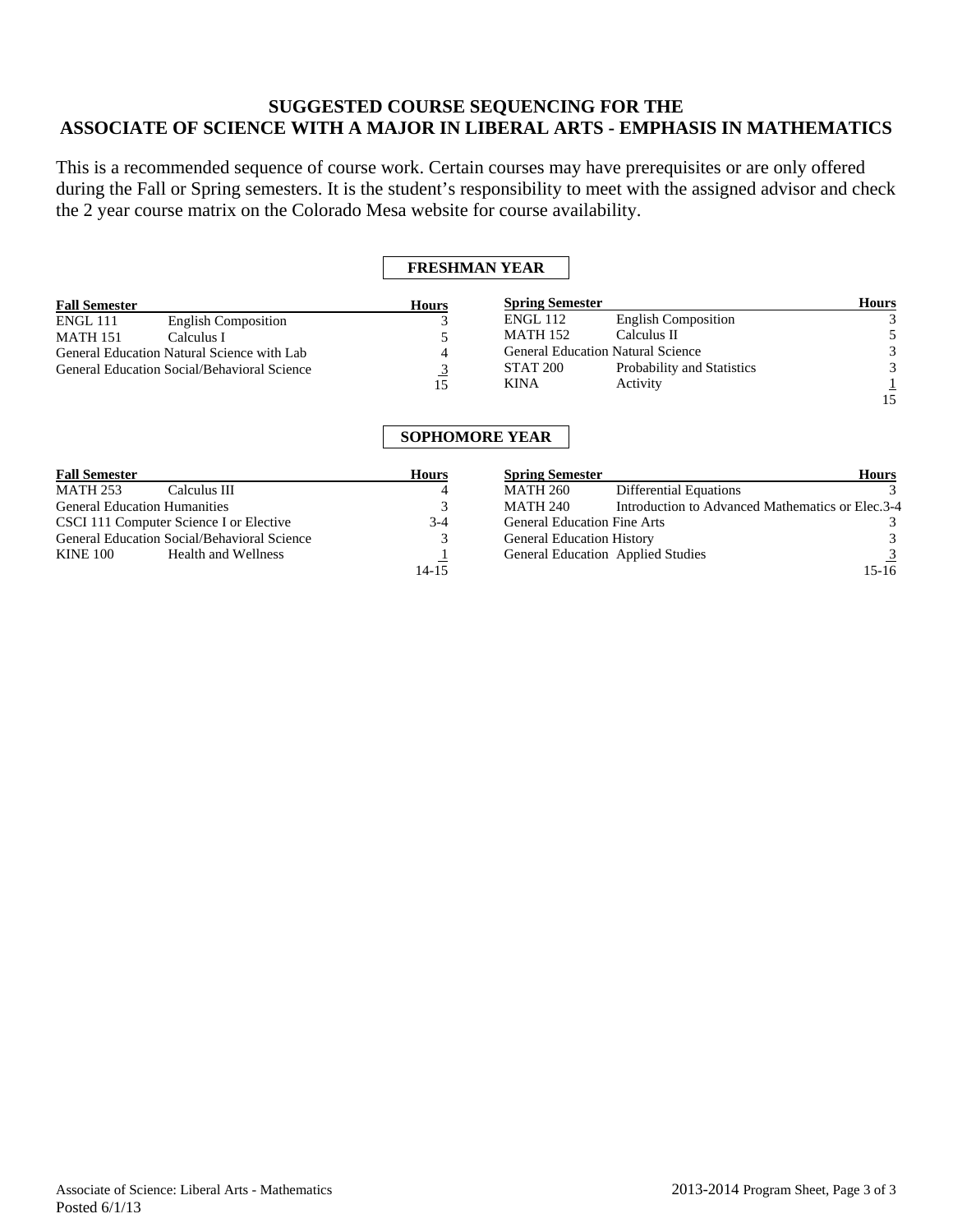# SUGGESTED COURSE SEQUENCING FOR THE ASSOCIATE OF SCIENCE WITH A MAJOR IN LIBERAL ARTS - EMPHASIS IN MATHEMATICS

This is a recommended sequence of course work. Certain courses may have prerequisites or are only offered during the Fall or Spring semesters. It is the student's responsibility to meet with the assigned advisor and check the 2 year course matrix on the Colorado Mesa website for course availability.

## FRESHMAN YEAR

| Fall Semester | | Hours |
|---|---|---|
| ENGL 111 | English Composition | 3 |
| MATH 151 | Calculus I | 5 |
| General Education Natural Science with Lab | | 4 |
| General Education Social/Behavioral Science | | 3 |
| | | 15 |

| Spring Semester | | Hours |
|---|---|---|
| ENGL 112 | English Composition | 3 |
| MATH 152 | Calculus II | 5 |
| General Education Natural Science | | 3 |
| STAT 200 | Probability and Statistics | 3 |
| KINA | Activity | 1 |
| | | 15 |

## SOPHOMORE YEAR

| Fall Semester | | Hours |
|---|---|---|
| MATH 253 | Calculus III | 4 |
| General Education Humanities | | 3 |
| CSCI 111 Computer Science I or Elective | | 3-4 |
| General Education Social/Behavioral Science | | 3 |
| KINE 100 | Health and Wellness | 1 |
| | | 14-15 |

| Spring Semester | | Hours |
|---|---|---|
| MATH 260 | Differential Equations | 3 |
| MATH 240 | Introduction to Advanced Mathematics or Elec. | 3-4 |
| General Education Fine Arts | | 3 |
| General Education History | | 3 |
| General Education Applied Studies | | 3 |
| | | 15-16 |